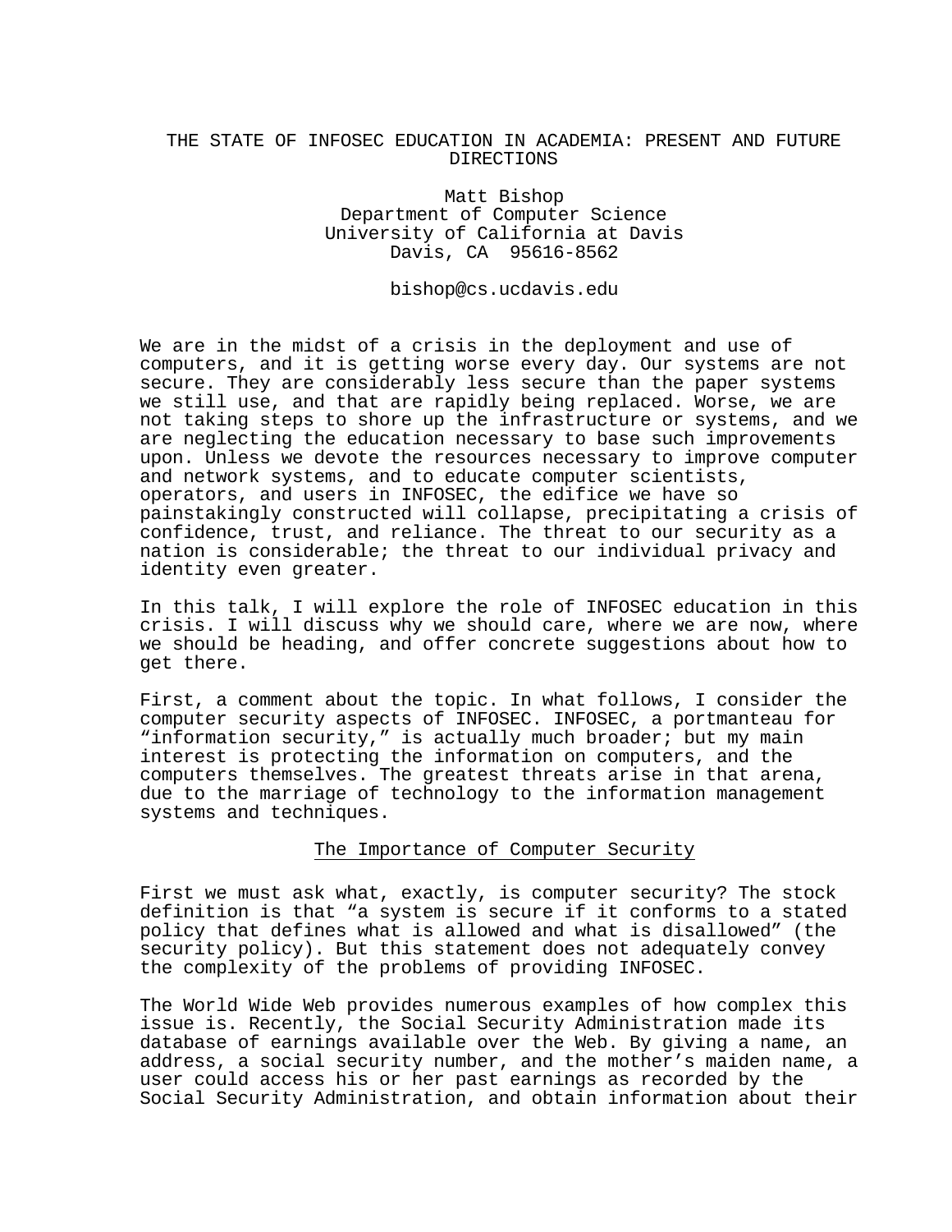# THE STATE OF INFOSEC EDUCATION IN ACADEMIA: PRESENT AND FUTURE DIRECTIONS

Matt Bishop
Department of Computer Science
University of California at Davis
Davis, CA 95616-8562

bishop@cs.ucdavis.edu

We are in the midst of a crisis in the deployment and use of computers, and it is getting worse every day. Our systems are not secure. They are considerably less secure than the paper systems we still use, and that are rapidly being replaced. Worse, we are not taking steps to shore up the infrastructure or systems, and we are neglecting the education necessary to base such improvements upon. Unless we devote the resources necessary to improve computer and network systems, and to educate computer scientists, operators, and users in INFOSEC, the edifice we have so painstakingly constructed will collapse, precipitating a crisis of confidence, trust, and reliance. The threat to our security as a nation is considerable; the threat to our individual privacy and identity even greater.

In this talk, I will explore the role of INFOSEC education in this crisis. I will discuss why we should care, where we are now, where we should be heading, and offer concrete suggestions about how to get there.

First, a comment about the topic. In what follows, I consider the computer security aspects of INFOSEC. INFOSEC, a portmanteau for "information security," is actually much broader; but my main interest is protecting the information on computers, and the computers themselves. The greatest threats arise in that arena, due to the marriage of technology to the information management systems and techniques.

## The Importance of Computer Security

First we must ask what, exactly, is computer security? The stock definition is that "a system is secure if it conforms to a stated policy that defines what is allowed and what is disallowed" (the security policy). But this statement does not adequately convey the complexity of the problems of providing INFOSEC.

The World Wide Web provides numerous examples of how complex this issue is. Recently, the Social Security Administration made its database of earnings available over the Web. By giving a name, an address, a social security number, and the mother's maiden name, a user could access his or her past earnings as recorded by the Social Security Administration, and obtain information about their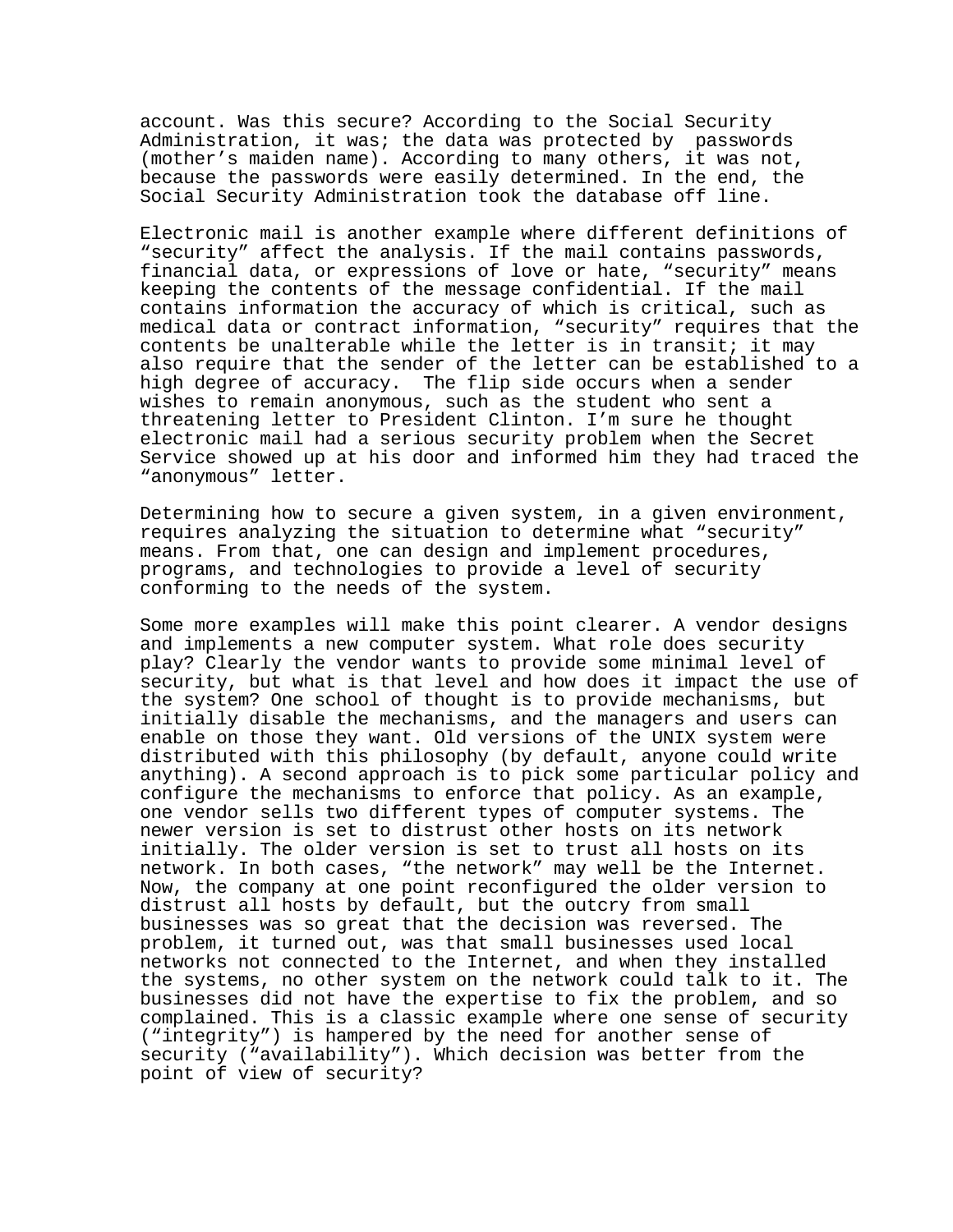account. Was this secure? According to the Social Security Administration, it was; the data was protected by  passwords (mother's maiden name). According to many others, it was not, because the passwords were easily determined. In the end, the Social Security Administration took the database off line.

Electronic mail is another example where different definitions of "security" affect the analysis. If the mail contains passwords, financial data, or expressions of love or hate, "security" means keeping the contents of the message confidential. If the mail contains information the accuracy of which is critical, such as medical data or contract information, "security" requires that the contents be unalterable while the letter is in transit; it may also require that the sender of the letter can be established to a high degree of accuracy.  The flip side occurs when a sender wishes to remain anonymous, such as the student who sent a threatening letter to President Clinton. I'm sure he thought electronic mail had a serious security problem when the Secret Service showed up at his door and informed him they had traced the "anonymous" letter.

Determining how to secure a given system, in a given environment, requires analyzing the situation to determine what "security" means. From that, one can design and implement procedures, programs, and technologies to provide a level of security conforming to the needs of the system.

Some more examples will make this point clearer. A vendor designs and implements a new computer system. What role does security play? Clearly the vendor wants to provide some minimal level of security, but what is that level and how does it impact the use of the system? One school of thought is to provide mechanisms, but initially disable the mechanisms, and the managers and users can enable on those they want. Old versions of the UNIX system were distributed with this philosophy (by default, anyone could write anything). A second approach is to pick some particular policy and configure the mechanisms to enforce that policy. As an example, one vendor sells two different types of computer systems. The newer version is set to distrust other hosts on its network initially. The older version is set to trust all hosts on its network. In both cases, "the network" may well be the Internet. Now, the company at one point reconfigured the older version to distrust all hosts by default, but the outcry from small businesses was so great that the decision was reversed. The problem, it turned out, was that small businesses used local networks not connected to the Internet, and when they installed the systems, no other system on the network could talk to it. The businesses did not have the expertise to fix the problem, and so complained. This is a classic example where one sense of security ("integrity") is hampered by the need for another sense of security ("availability"). Which decision was better from the point of view of security?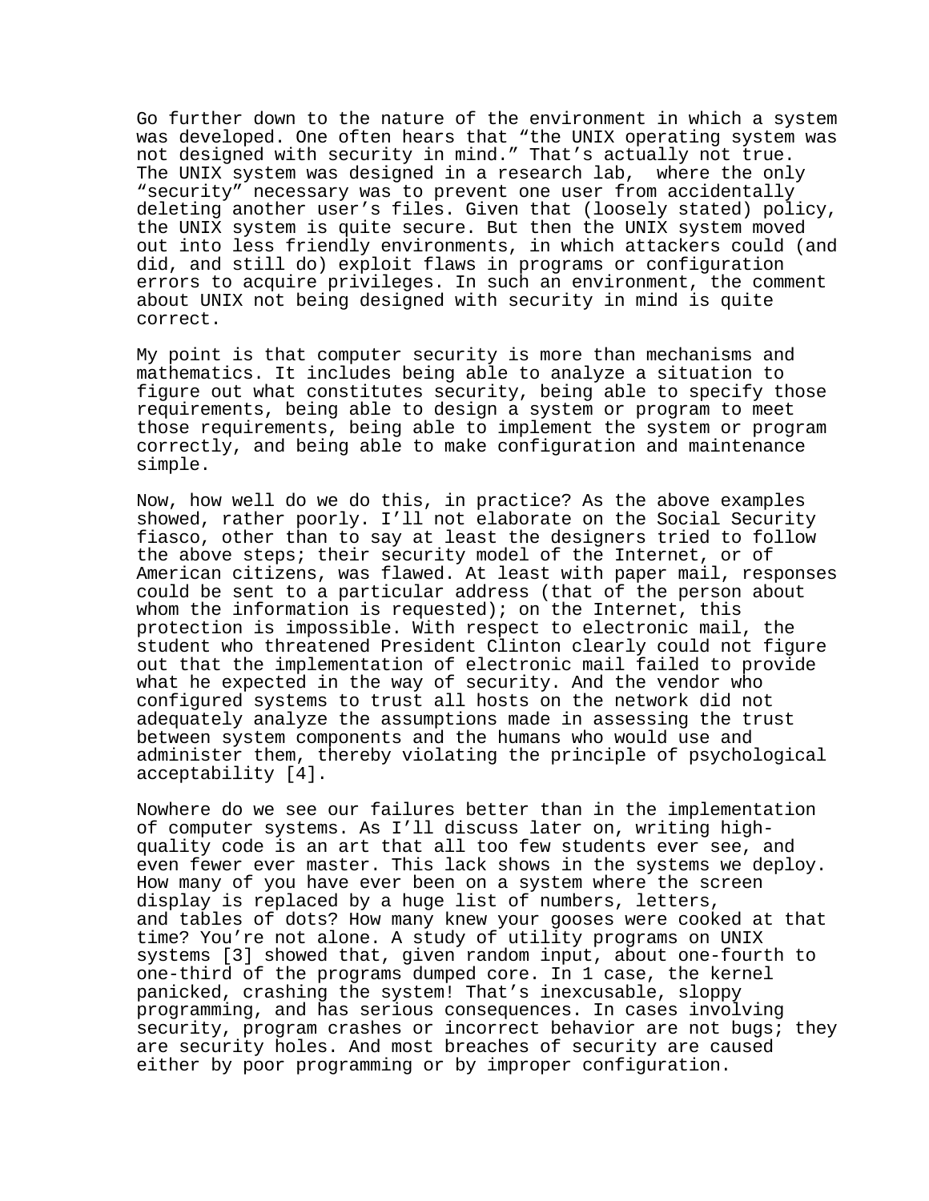Go further down to the nature of the environment in which a system was developed. One often hears that “the UNIX operating system was not designed with security in mind.” That’s actually not true. The UNIX system was designed in a research lab, where the only “security” necessary was to prevent one user from accidentally deleting another user’s files. Given that (loosely stated) policy, the UNIX system is quite secure. But then the UNIX system moved out into less friendly environments, in which attackers could (and did, and still do) exploit flaws in programs or configuration errors to acquire privileges. In such an environment, the comment about UNIX not being designed with security in mind is quite correct.

My point is that computer security is more than mechanisms and mathematics. It includes being able to analyze a situation to figure out what constitutes security, being able to specify those requirements, being able to design a system or program to meet those requirements, being able to implement the system or program correctly, and being able to make configuration and maintenance simple.

Now, how well do we do this, in practice? As the above examples showed, rather poorly. I’ll not elaborate on the Social Security fiasco, other than to say at least the designers tried to follow the above steps; their security model of the Internet, or of American citizens, was flawed. At least with paper mail, responses could be sent to a particular address (that of the person about whom the information is requested); on the Internet, this protection is impossible. With respect to electronic mail, the student who threatened President Clinton clearly could not figure out that the implementation of electronic mail failed to provide what he expected in the way of security. And the vendor who configured systems to trust all hosts on the network did not adequately analyze the assumptions made in assessing the trust between system components and the humans who would use and administer them, thereby violating the principle of psychological acceptability [4].

Nowhere do we see our failures better than in the implementation of computer systems. As I’ll discuss later on, writing high-quality code is an art that all too few students ever see, and even fewer ever master. This lack shows in the systems we deploy. How many of you have ever been on a system where the screen display is replaced by a huge list of numbers, letters, and tables of dots? How many knew your gooses were cooked at that time? You’re not alone. A study of utility programs on UNIX systems [3] showed that, given random input, about one-fourth to one-third of the programs dumped core. In 1 case, the kernel panicked, crashing the system! That’s inexcusable, sloppy programming, and has serious consequences. In cases involving security, program crashes or incorrect behavior are not bugs; they are security holes. And most breaches of security are caused either by poor programming or by improper configuration.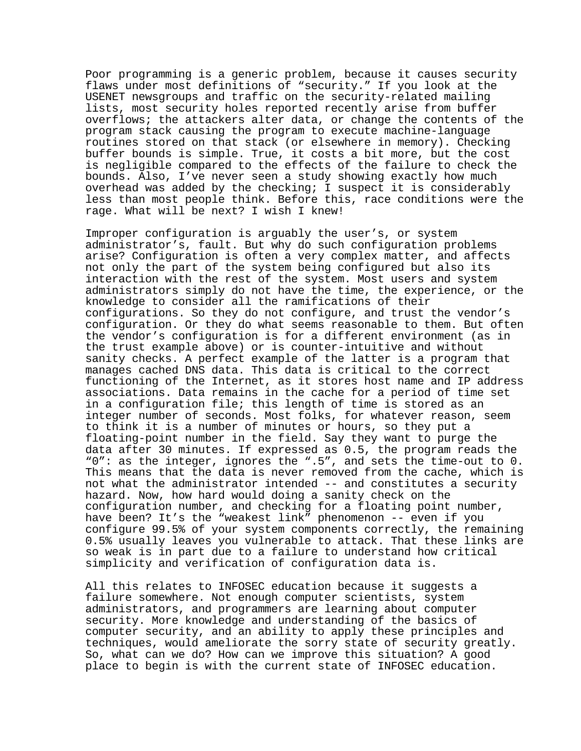Poor programming is a generic problem, because it causes security flaws under most definitions of “security.” If you look at the USENET newsgroups and traffic on the security-related mailing lists, most security holes reported recently arise from buffer overflows; the attackers alter data, or change the contents of the program stack causing the program to execute machine-language routines stored on that stack (or elsewhere in memory). Checking buffer bounds is simple. True, it costs a bit more, but the cost is negligible compared to the effects of the failure to check the bounds. Also, I’ve never seen a study showing exactly how much overhead was added by the checking; I suspect it is considerably less than most people think. Before this, race conditions were the rage. What will be next? I wish I knew!

Improper configuration is arguably the user’s, or system administrator’s, fault. But why do such configuration problems arise? Configuration is often a very complex matter, and affects not only the part of the system being configured but also its interaction with the rest of the system. Most users and system administrators simply do not have the time, the experience, or the knowledge to consider all the ramifications of their configurations. So they do not configure, and trust the vendor’s configuration. Or they do what seems reasonable to them. But often the vendor’s configuration is for a different environment (as in the trust example above) or is counter-intuitive and without sanity checks. A perfect example of the latter is a program that manages cached DNS data. This data is critical to the correct functioning of the Internet, as it stores host name and IP address associations. Data remains in the cache for a period of time set in a configuration file; this length of time is stored as an integer number of seconds. Most folks, for whatever reason, seem to think it is a number of minutes or hours, so they put a floating-point number in the field. Say they want to purge the data after 30 minutes. If expressed as 0.5, the program reads the “0”: as the integer, ignores the “.5”, and sets the time-out to 0. This means that the data is never removed from the cache, which is not what the administrator intended -- and constitutes a security hazard. Now, how hard would doing a sanity check on the configuration number, and checking for a floating point number, have been? It’s the “weakest link” phenomenon -- even if you configure 99.5% of your system components correctly, the remaining 0.5% usually leaves you vulnerable to attack. That these links are so weak is in part due to a failure to understand how critical simplicity and verification of configuration data is.

All this relates to INFOSEC education because it suggests a failure somewhere. Not enough computer scientists, system administrators, and programmers are learning about computer security. More knowledge and understanding of the basics of computer security, and an ability to apply these principles and techniques, would ameliorate the sorry state of security greatly. So, what can we do? How can we improve this situation? A good place to begin is with the current state of INFOSEC education.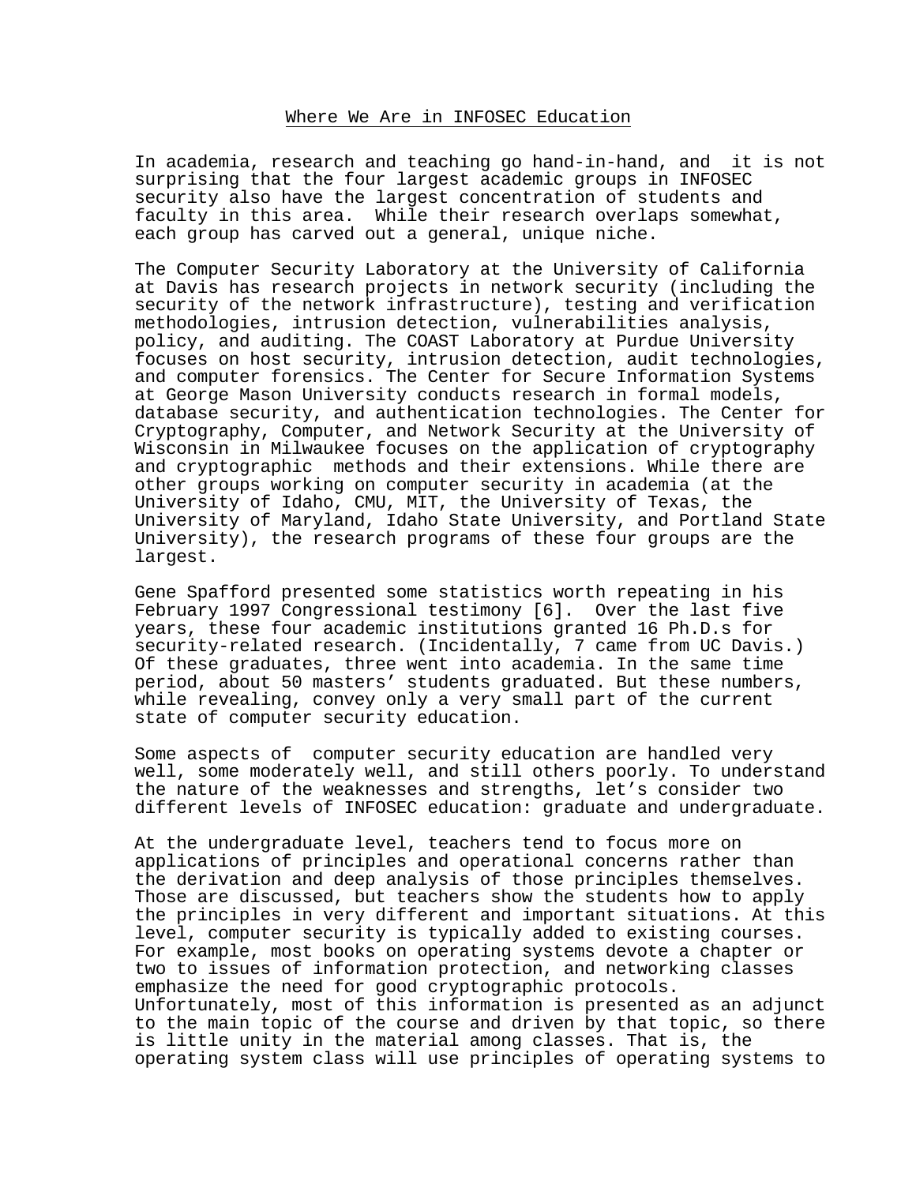## Where We Are in INFOSEC Education

In academia, research and teaching go hand-in-hand, and it is not surprising that the four largest academic groups in INFOSEC security also have the largest concentration of students and faculty in this area. While their research overlaps somewhat, each group has carved out a general, unique niche.

The Computer Security Laboratory at the University of California at Davis has research projects in network security (including the security of the network infrastructure), testing and verification methodologies, intrusion detection, vulnerabilities analysis, policy, and auditing. The COAST Laboratory at Purdue University focuses on host security, intrusion detection, audit technologies, and computer forensics. The Center for Secure Information Systems at George Mason University conducts research in formal models, database security, and authentication technologies. The Center for Cryptography, Computer, and Network Security at the University of Wisconsin in Milwaukee focuses on the application of cryptography and cryptographic methods and their extensions. While there are other groups working on computer security in academia (at the University of Idaho, CMU, MIT, the University of Texas, the University of Maryland, Idaho State University, and Portland State University), the research programs of these four groups are the largest.

Gene Spafford presented some statistics worth repeating in his February 1997 Congressional testimony [6]. Over the last five years, these four academic institutions granted 16 Ph.D.s for security-related research. (Incidentally, 7 came from UC Davis.) Of these graduates, three went into academia. In the same time period, about 50 masters' students graduated. But these numbers, while revealing, convey only a very small part of the current state of computer security education.

Some aspects of computer security education are handled very well, some moderately well, and still others poorly. To understand the nature of the weaknesses and strengths, let's consider two different levels of INFOSEC education: graduate and undergraduate.

At the undergraduate level, teachers tend to focus more on applications of principles and operational concerns rather than the derivation and deep analysis of those principles themselves. Those are discussed, but teachers show the students how to apply the principles in very different and important situations. At this level, computer security is typically added to existing courses. For example, most books on operating systems devote a chapter or two to issues of information protection, and networking classes emphasize the need for good cryptographic protocols. Unfortunately, most of this information is presented as an adjunct to the main topic of the course and driven by that topic, so there is little unity in the material among classes. That is, the operating system class will use principles of operating systems to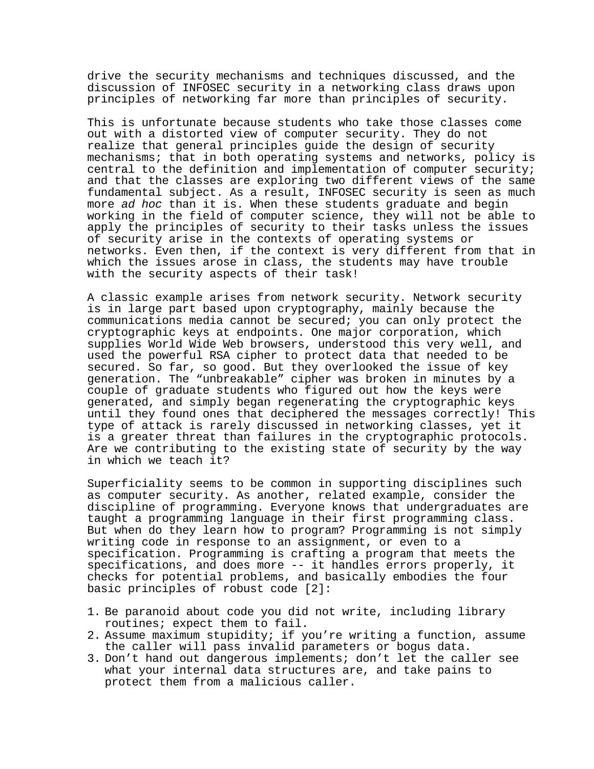drive the security mechanisms and techniques discussed, and the discussion of INFOSEC security in a networking class draws upon principles of networking far more than principles of security.

This is unfortunate because students who take those classes come out with a distorted view of computer security. They do not realize that general principles guide the design of security mechanisms; that in both operating systems and networks, policy is central to the definition and implementation of computer security; and that the classes are exploring two different views of the same fundamental subject. As a result, INFOSEC security is seen as much more *ad hoc* than it is. When these students graduate and begin working in the field of computer science, they will not be able to apply the principles of security to their tasks unless the issues of security arise in the contexts of operating systems or networks. Even then, if the context is very different from that in which the issues arose in class, the students may have trouble with the security aspects of their task!

A classic example arises from network security. Network security is in large part based upon cryptography, mainly because the communications media cannot be secured; you can only protect the cryptographic keys at endpoints. One major corporation, which supplies World Wide Web browsers, understood this very well, and used the powerful RSA cipher to protect data that needed to be secured. So far, so good. But they overlooked the issue of key generation. The “unbreakable” cipher was broken in minutes by a couple of graduate students who figured out how the keys were generated, and simply began regenerating the cryptographic keys until they found ones that deciphered the messages correctly! This type of attack is rarely discussed in networking classes, yet it is a greater threat than failures in the cryptographic protocols. Are we contributing to the existing state of security by the way in which we teach it?

Superficiality seems to be common in supporting disciplines such as computer security. As another, related example, consider the discipline of programming. Everyone knows that undergraduates are taught a programming language in their first programming class. But when do they learn how to program? Programming is not simply writing code in response to an assignment, or even to a specification. Programming is crafting a program that meets the specifications, and does more -- it handles errors properly, it checks for potential problems, and basically embodies the four basic principles of robust code [2]:

1. Be paranoid about code you did not write, including library routines; expect them to fail.
2. Assume maximum stupidity; if you’re writing a function, assume the caller will pass invalid parameters or bogus data.
3. Don’t hand out dangerous implements; don’t let the caller see what your internal data structures are, and take pains to protect them from a malicious caller.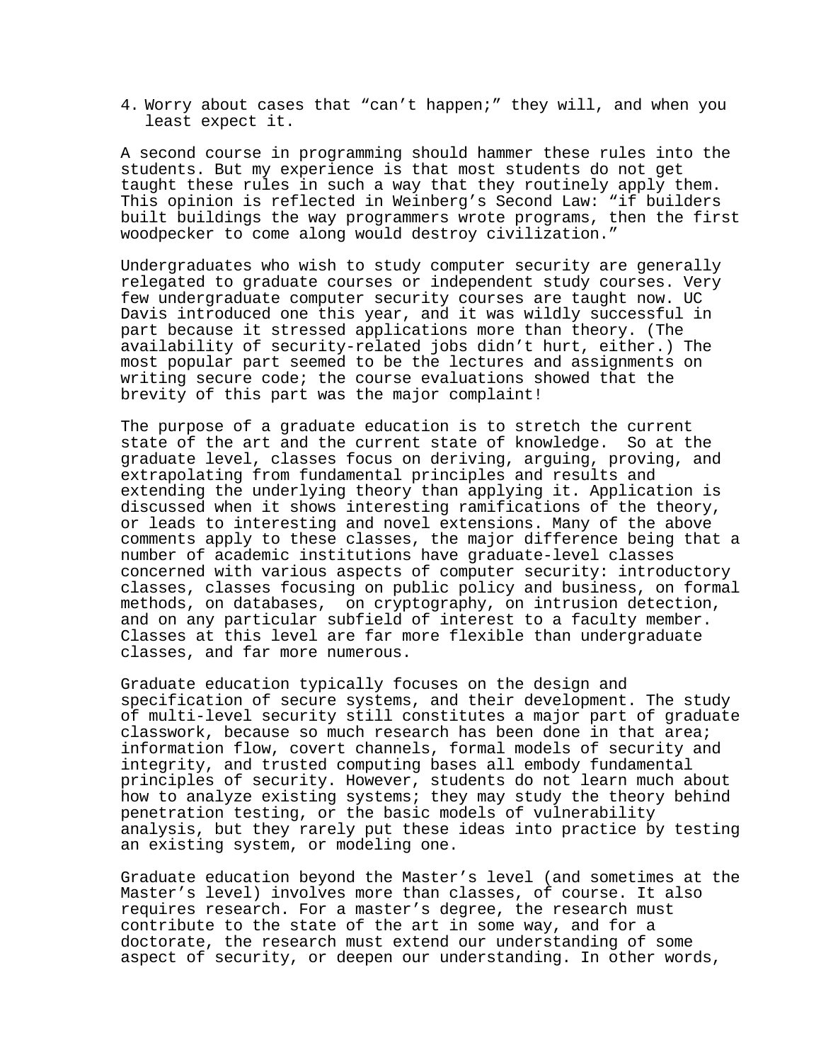4. Worry about cases that “can’t happen;” they will, and when you least expect it.

A second course in programming should hammer these rules into the students. But my experience is that most students do not get taught these rules in such a way that they routinely apply them. This opinion is reflected in Weinberg’s Second Law: “if builders built buildings the way programmers wrote programs, then the first woodpecker to come along would destroy civilization.”

Undergraduates who wish to study computer security are generally relegated to graduate courses or independent study courses. Very few undergraduate computer security courses are taught now. UC Davis introduced one this year, and it was wildly successful in part because it stressed applications more than theory. (The availability of security-related jobs didn’t hurt, either.) The most popular part seemed to be the lectures and assignments on writing secure code; the course evaluations showed that the brevity of this part was the major complaint!

The purpose of a graduate education is to stretch the current state of the art and the current state of knowledge. So at the graduate level, classes focus on deriving, arguing, proving, and extrapolating from fundamental principles and results and extending the underlying theory than applying it. Application is discussed when it shows interesting ramifications of the theory, or leads to interesting and novel extensions. Many of the above comments apply to these classes, the major difference being that a number of academic institutions have graduate-level classes concerned with various aspects of computer security: introductory classes, classes focusing on public policy and business, on formal methods, on databases, on cryptography, on intrusion detection, and on any particular subfield of interest to a faculty member. Classes at this level are far more flexible than undergraduate classes, and far more numerous.

Graduate education typically focuses on the design and specification of secure systems, and their development. The study of multi-level security still constitutes a major part of graduate classwork, because so much research has been done in that area; information flow, covert channels, formal models of security and integrity, and trusted computing bases all embody fundamental principles of security. However, students do not learn much about how to analyze existing systems; they may study the theory behind penetration testing, or the basic models of vulnerability analysis, but they rarely put these ideas into practice by testing an existing system, or modeling one.

Graduate education beyond the Master’s level (and sometimes at the Master’s level) involves more than classes, of course. It also requires research. For a master’s degree, the research must contribute to the state of the art in some way, and for a doctorate, the research must extend our understanding of some aspect of security, or deepen our understanding. In other words,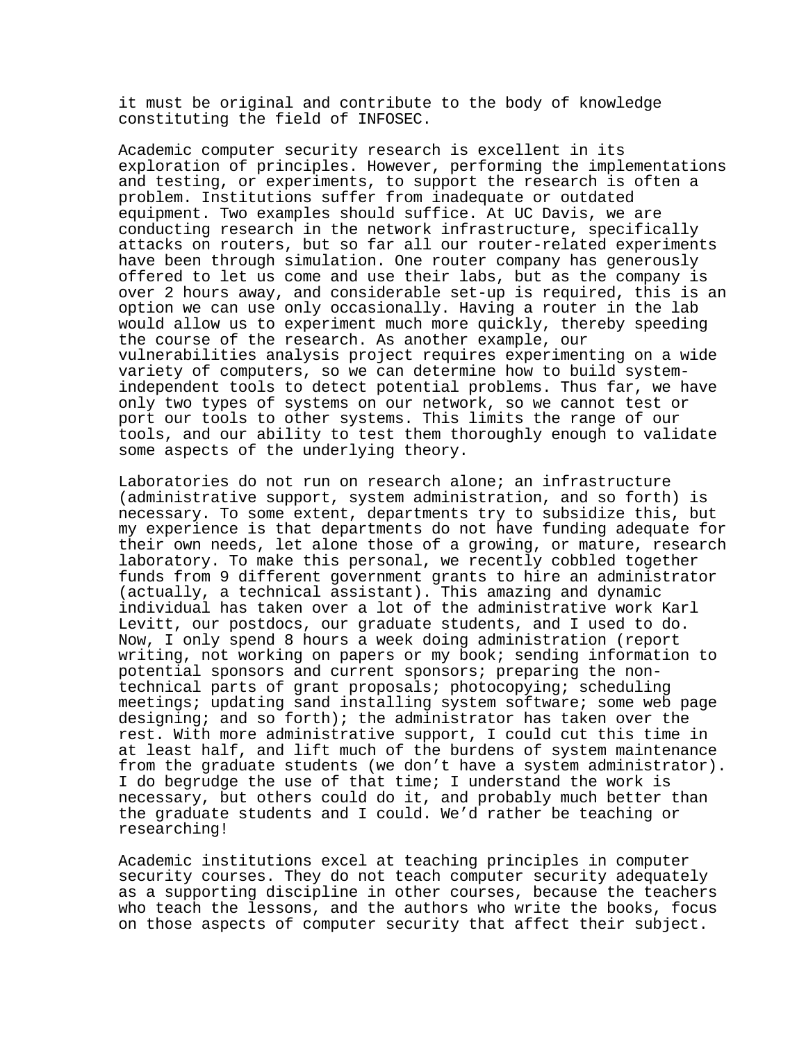it must be original and contribute to the body of knowledge constituting the field of INFOSEC.

Academic computer security research is excellent in its exploration of principles. However, performing the implementations and testing, or experiments, to support the research is often a problem. Institutions suffer from inadequate or outdated equipment. Two examples should suffice. At UC Davis, we are conducting research in the network infrastructure, specifically attacks on routers, but so far all our router-related experiments have been through simulation. One router company has generously offered to let us come and use their labs, but as the company is over 2 hours away, and considerable set-up is required, this is an option we can use only occasionally. Having a router in the lab would allow us to experiment much more quickly, thereby speeding the course of the research. As another example, our vulnerabilities analysis project requires experimenting on a wide variety of computers, so we can determine how to build system-independent tools to detect potential problems. Thus far, we have only two types of systems on our network, so we cannot test or port our tools to other systems. This limits the range of our tools, and our ability to test them thoroughly enough to validate some aspects of the underlying theory.

Laboratories do not run on research alone; an infrastructure (administrative support, system administration, and so forth) is necessary. To some extent, departments try to subsidize this, but my experience is that departments do not have funding adequate for their own needs, let alone those of a growing, or mature, research laboratory. To make this personal, we recently cobbled together funds from 9 different government grants to hire an administrator (actually, a technical assistant). This amazing and dynamic individual has taken over a lot of the administrative work Karl Levitt, our postdocs, our graduate students, and I used to do. Now, I only spend 8 hours a week doing administration (report writing, not working on papers or my book; sending information to potential sponsors and current sponsors; preparing the non-technical parts of grant proposals; photocopying; scheduling meetings; updating sand installing system software; some web page designing; and so forth); the administrator has taken over the rest. With more administrative support, I could cut this time in at least half, and lift much of the burdens of system maintenance from the graduate students (we don't have a system administrator). I do begrudge the use of that time; I understand the work is necessary, but others could do it, and probably much better than the graduate students and I could. We'd rather be teaching or researching!

Academic institutions excel at teaching principles in computer security courses. They do not teach computer security adequately as a supporting discipline in other courses, because the teachers who teach the lessons, and the authors who write the books, focus on those aspects of computer security that affect their subject.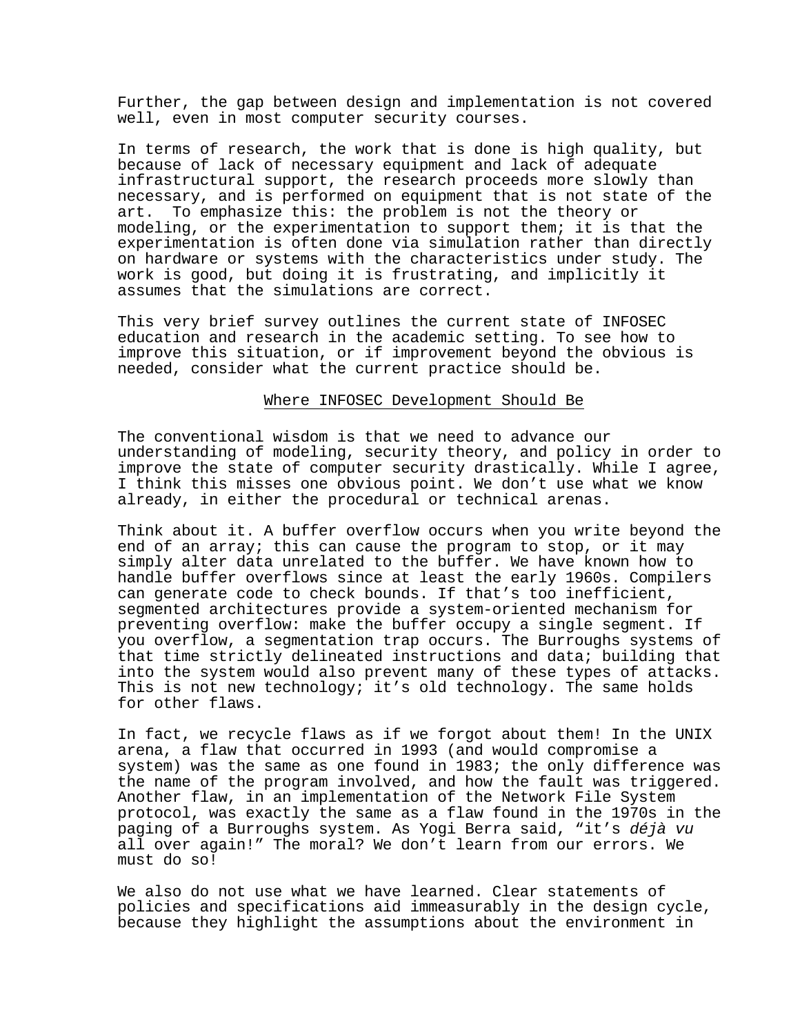Further, the gap between design and implementation is not covered well, even in most computer security courses.

In terms of research, the work that is done is high quality, but because of lack of necessary equipment and lack of adequate infrastructural support, the research proceeds more slowly than necessary, and is performed on equipment that is not state of the art. To emphasize this: the problem is not the theory or modeling, or the experimentation to support them; it is that the experimentation is often done via simulation rather than directly on hardware or systems with the characteristics under study. The work is good, but doing it is frustrating, and implicitly it assumes that the simulations are correct.

This very brief survey outlines the current state of INFOSEC education and research in the academic setting. To see how to improve this situation, or if improvement beyond the obvious is needed, consider what the current practice should be.

## Where INFOSEC Development Should Be

The conventional wisdom is that we need to advance our understanding of modeling, security theory, and policy in order to improve the state of computer security drastically. While I agree, I think this misses one obvious point. We don't use what we know already, in either the procedural or technical arenas.

Think about it. A buffer overflow occurs when you write beyond the end of an array; this can cause the program to stop, or it may simply alter data unrelated to the buffer. We have known how to handle buffer overflows since at least the early 1960s. Compilers can generate code to check bounds. If that's too inefficient, segmented architectures provide a system-oriented mechanism for preventing overflow: make the buffer occupy a single segment. If you overflow, a segmentation trap occurs. The Burroughs systems of that time strictly delineated instructions and data; building that into the system would also prevent many of these types of attacks. This is not new technology; it's old technology. The same holds for other flaws.

In fact, we recycle flaws as if we forgot about them! In the UNIX arena, a flaw that occurred in 1993 (and would compromise a system) was the same as one found in 1983; the only difference was the name of the program involved, and how the fault was triggered. Another flaw, in an implementation of the Network File System protocol, was exactly the same as a flaw found in the 1970s in the paging of a Burroughs system. As Yogi Berra said, "it's *déjà vu* all over again!" The moral? We don't learn from our errors. We must do so!

We also do not use what we have learned. Clear statements of policies and specifications aid immeasurably in the design cycle, because they highlight the assumptions about the environment in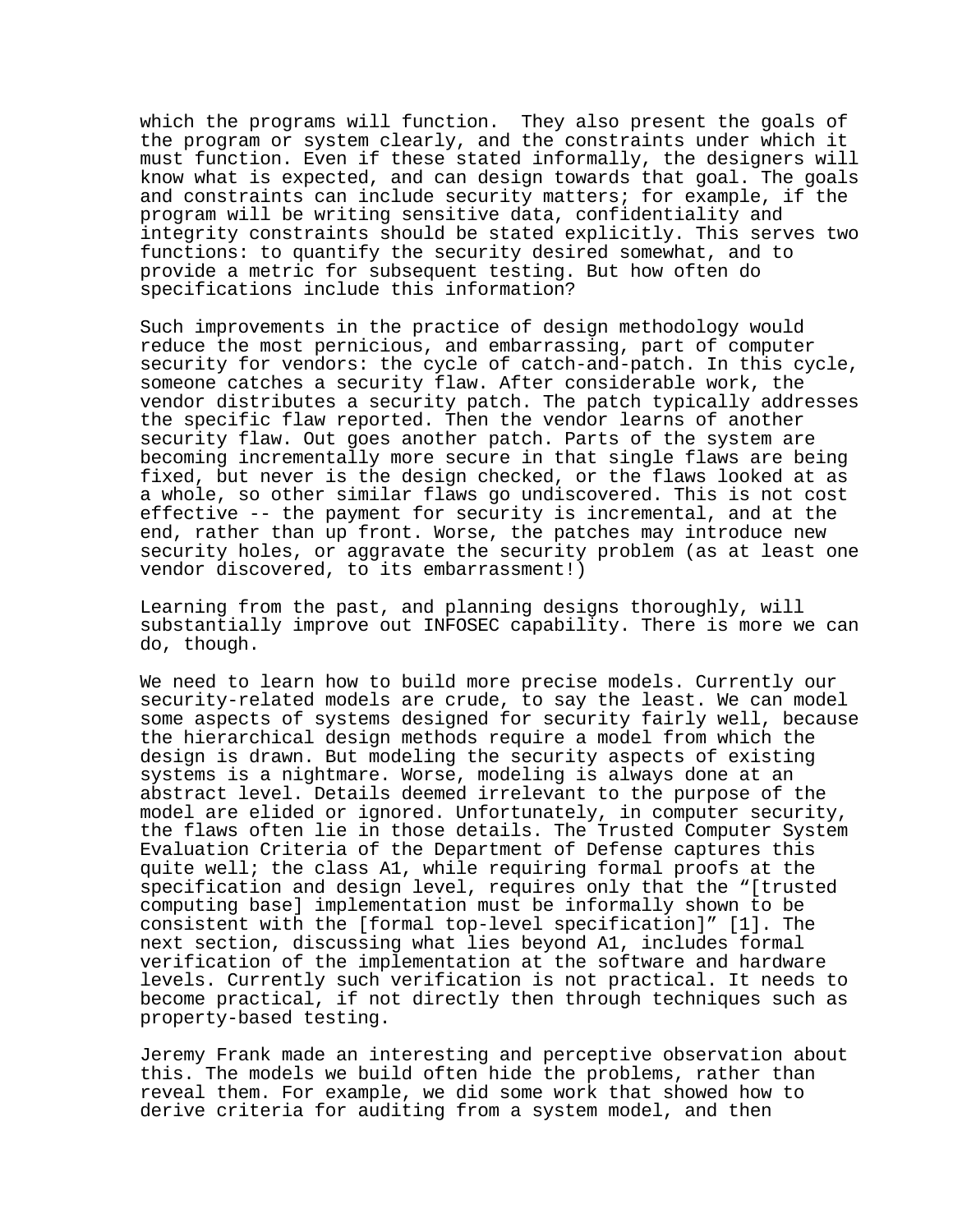which the programs will function. They also present the goals of the program or system clearly, and the constraints under which it must function. Even if these stated informally, the designers will know what is expected, and can design towards that goal. The goals and constraints can include security matters; for example, if the program will be writing sensitive data, confidentiality and integrity constraints should be stated explicitly. This serves two functions: to quantify the security desired somewhat, and to provide a metric for subsequent testing. But how often do specifications include this information?

Such improvements in the practice of design methodology would reduce the most pernicious, and embarrassing, part of computer security for vendors: the cycle of catch-and-patch. In this cycle, someone catches a security flaw. After considerable work, the vendor distributes a security patch. The patch typically addresses the specific flaw reported. Then the vendor learns of another security flaw. Out goes another patch. Parts of the system are becoming incrementally more secure in that single flaws are being fixed, but never is the design checked, or the flaws looked at as a whole, so other similar flaws go undiscovered. This is not cost effective -- the payment for security is incremental, and at the end, rather than up front. Worse, the patches may introduce new security holes, or aggravate the security problem (as at least one vendor discovered, to its embarrassment!)

Learning from the past, and planning designs thoroughly, will substantially improve out INFOSEC capability. There is more we can do, though.

We need to learn how to build more precise models. Currently our security-related models are crude, to say the least. We can model some aspects of systems designed for security fairly well, because the hierarchical design methods require a model from which the design is drawn. But modeling the security aspects of existing systems is a nightmare. Worse, modeling is always done at an abstract level. Details deemed irrelevant to the purpose of the model are elided or ignored. Unfortunately, in computer security, the flaws often lie in those details. The Trusted Computer System Evaluation Criteria of the Department of Defense captures this quite well; the class A1, while requiring formal proofs at the specification and design level, requires only that the "[trusted computing base] implementation must be informally shown to be consistent with the [formal top-level specification]" [1]. The next section, discussing what lies beyond A1, includes formal verification of the implementation at the software and hardware levels. Currently such verification is not practical. It needs to become practical, if not directly then through techniques such as property-based testing.

Jeremy Frank made an interesting and perceptive observation about this. The models we build often hide the problems, rather than reveal them. For example, we did some work that showed how to derive criteria for auditing from a system model, and then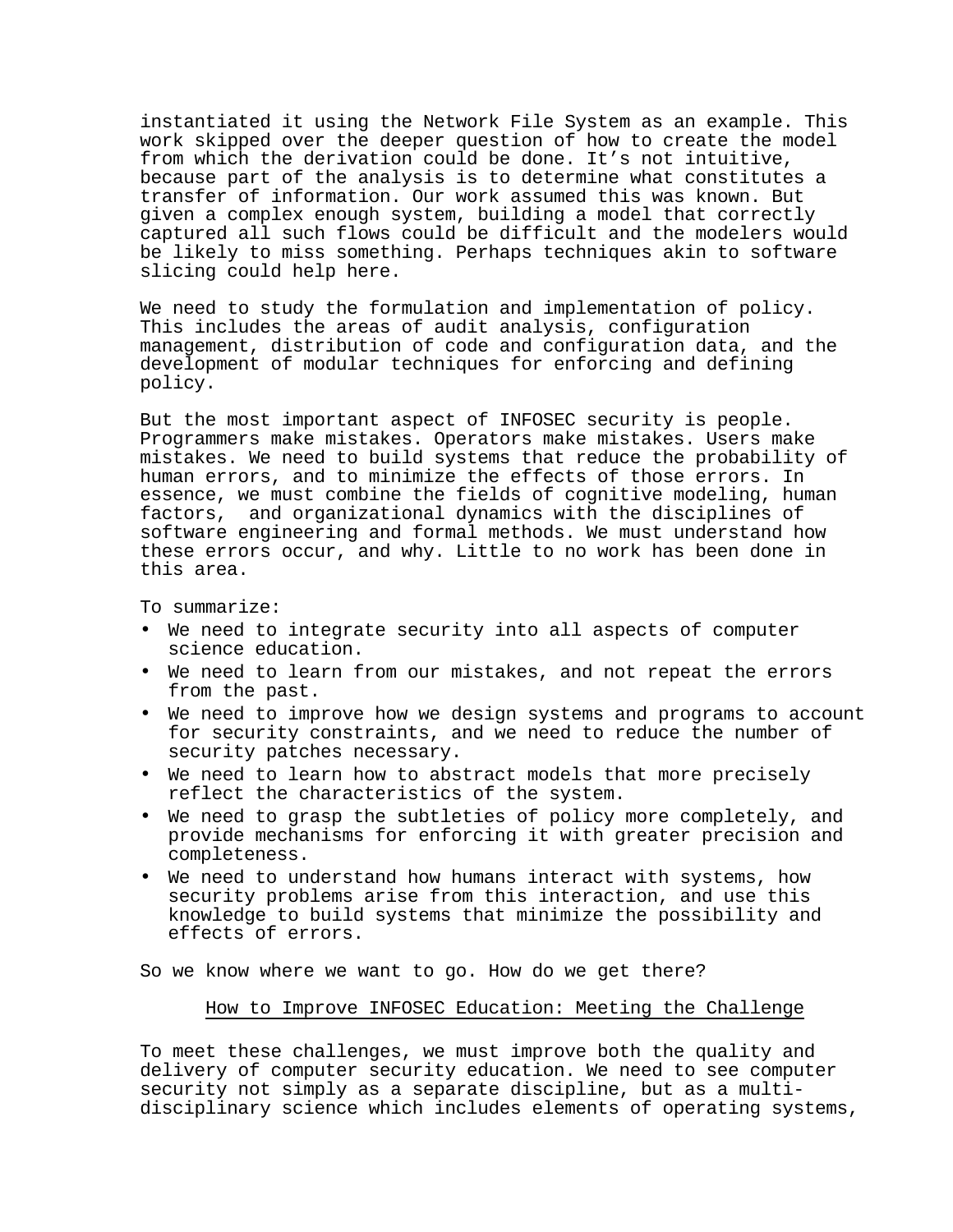instantiated it using the Network File System as an example. This work skipped over the deeper question of how to create the model from which the derivation could be done. It's not intuitive, because part of the analysis is to determine what constitutes a transfer of information. Our work assumed this was known. But given a complex enough system, building a model that correctly captured all such flows could be difficult and the modelers would be likely to miss something. Perhaps techniques akin to software slicing could help here.

We need to study the formulation and implementation of policy. This includes the areas of audit analysis, configuration management, distribution of code and configuration data, and the development of modular techniques for enforcing and defining policy.

But the most important aspect of INFOSEC security is people. Programmers make mistakes. Operators make mistakes. Users make mistakes. We need to build systems that reduce the probability of human errors, and to minimize the effects of those errors. In essence, we must combine the fields of cognitive modeling, human factors, and organizational dynamics with the disciplines of software engineering and formal methods. We must understand how these errors occur, and why. Little to no work has been done in this area.

To summarize:

- We need to integrate security into all aspects of computer science education.
- We need to learn from our mistakes, and not repeat the errors from the past.
- We need to improve how we design systems and programs to account for security constraints, and we need to reduce the number of security patches necessary.
- We need to learn how to abstract models that more precisely reflect the characteristics of the system.
- We need to grasp the subtleties of policy more completely, and provide mechanisms for enforcing it with greater precision and completeness.
- We need to understand how humans interact with systems, how security problems arise from this interaction, and use this knowledge to build systems that minimize the possibility and effects of errors.

So we know where we want to go. How do we get there?

## How to Improve INFOSEC Education: Meeting the Challenge

To meet these challenges, we must improve both the quality and delivery of computer security education. We need to see computer security not simply as a separate discipline, but as a multi-disciplinary science which includes elements of operating systems,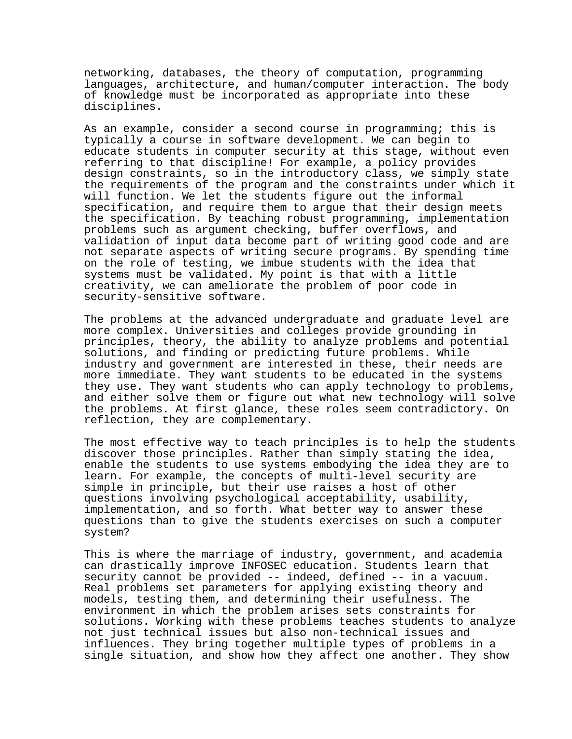networking, databases, the theory of computation, programming languages, architecture, and human/computer interaction. The body of knowledge must be incorporated as appropriate into these disciplines.

As an example, consider a second course in programming; this is typically a course in software development. We can begin to educate students in computer security at this stage, without even referring to that discipline! For example, a policy provides design constraints, so in the introductory class, we simply state the requirements of the program and the constraints under which it will function. We let the students figure out the informal specification, and require them to argue that their design meets the specification. By teaching robust programming, implementation problems such as argument checking, buffer overflows, and validation of input data become part of writing good code and are not separate aspects of writing secure programs. By spending time on the role of testing, we imbue students with the idea that systems must be validated. My point is that with a little creativity, we can ameliorate the problem of poor code in security-sensitive software.

The problems at the advanced undergraduate and graduate level are more complex. Universities and colleges provide grounding in principles, theory, the ability to analyze problems and potential solutions, and finding or predicting future problems. While industry and government are interested in these, their needs are more immediate. They want students to be educated in the systems they use. They want students who can apply technology to problems, and either solve them or figure out what new technology will solve the problems. At first glance, these roles seem contradictory. On reflection, they are complementary.

The most effective way to teach principles is to help the students discover those principles. Rather than simply stating the idea, enable the students to use systems embodying the idea they are to learn. For example, the concepts of multi-level security are simple in principle, but their use raises a host of other questions involving psychological acceptability, usability, implementation, and so forth. What better way to answer these questions than to give the students exercises on such a computer system?

This is where the marriage of industry, government, and academia can drastically improve INFOSEC education. Students learn that security cannot be provided -- indeed, defined -- in a vacuum. Real problems set parameters for applying existing theory and models, testing them, and determining their usefulness. The environment in which the problem arises sets constraints for solutions. Working with these problems teaches students to analyze not just technical issues but also non-technical issues and influences. They bring together multiple types of problems in a single situation, and show how they affect one another. They show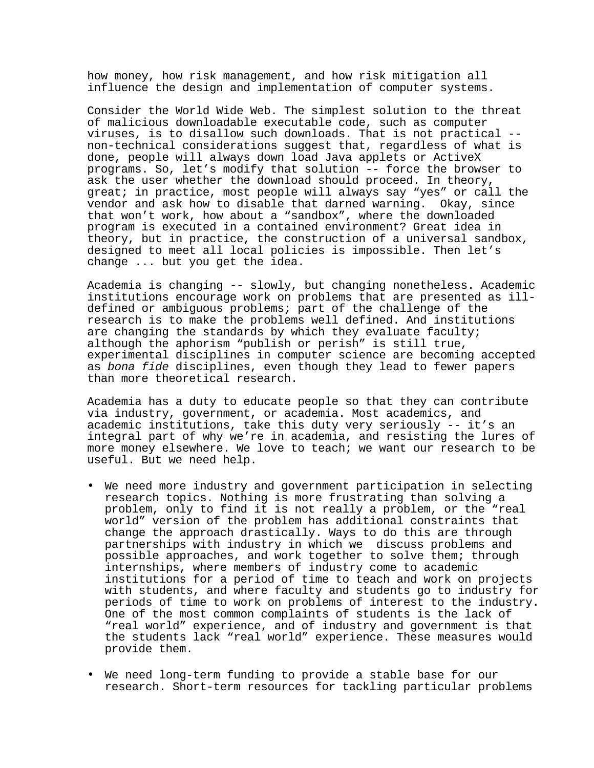how money, how risk management, and how risk mitigation all influence the design and implementation of computer systems.

Consider the World Wide Web. The simplest solution to the threat of malicious downloadable executable code, such as computer viruses, is to disallow such downloads. That is not practical -- non-technical considerations suggest that, regardless of what is done, people will always down load Java applets or ActiveX programs. So, let's modify that solution -- force the browser to ask the user whether the download should proceed. In theory, great; in practice, most people will always say "yes" or call the vendor and ask how to disable that darned warning. Okay, since that won't work, how about a "sandbox", where the downloaded program is executed in a contained environment? Great idea in theory, but in practice, the construction of a universal sandbox, designed to meet all local policies is impossible. Then let's change ... but you get the idea.

Academia is changing -- slowly, but changing nonetheless. Academic institutions encourage work on problems that are presented as ill-defined or ambiguous problems; part of the challenge of the research is to make the problems well defined. And institutions are changing the standards by which they evaluate faculty; although the aphorism "publish or perish" is still true, experimental disciplines in computer science are becoming accepted as *bona fide* disciplines, even though they lead to fewer papers than more theoretical research.

Academia has a duty to educate people so that they can contribute via industry, government, or academia. Most academics, and academic institutions, take this duty very seriously -- it's an integral part of why we're in academia, and resisting the lures of more money elsewhere. We love to teach; we want our research to be useful. But we need help.

- We need more industry and government participation in selecting research topics. Nothing is more frustrating than solving a problem, only to find it is not really a problem, or the "real world" version of the problem has additional constraints that change the approach drastically. Ways to do this are through partnerships with industry in which we discuss problems and possible approaches, and work together to solve them; through internships, where members of industry come to academic institutions for a period of time to teach and work on projects with students, and where faculty and students go to industry for periods of time to work on problems of interest to the industry. One of the most common complaints of students is the lack of "real world" experience, and of industry and government is that the students lack "real world" experience. These measures would provide them.

- We need long-term funding to provide a stable base for our research. Short-term resources for tackling particular problems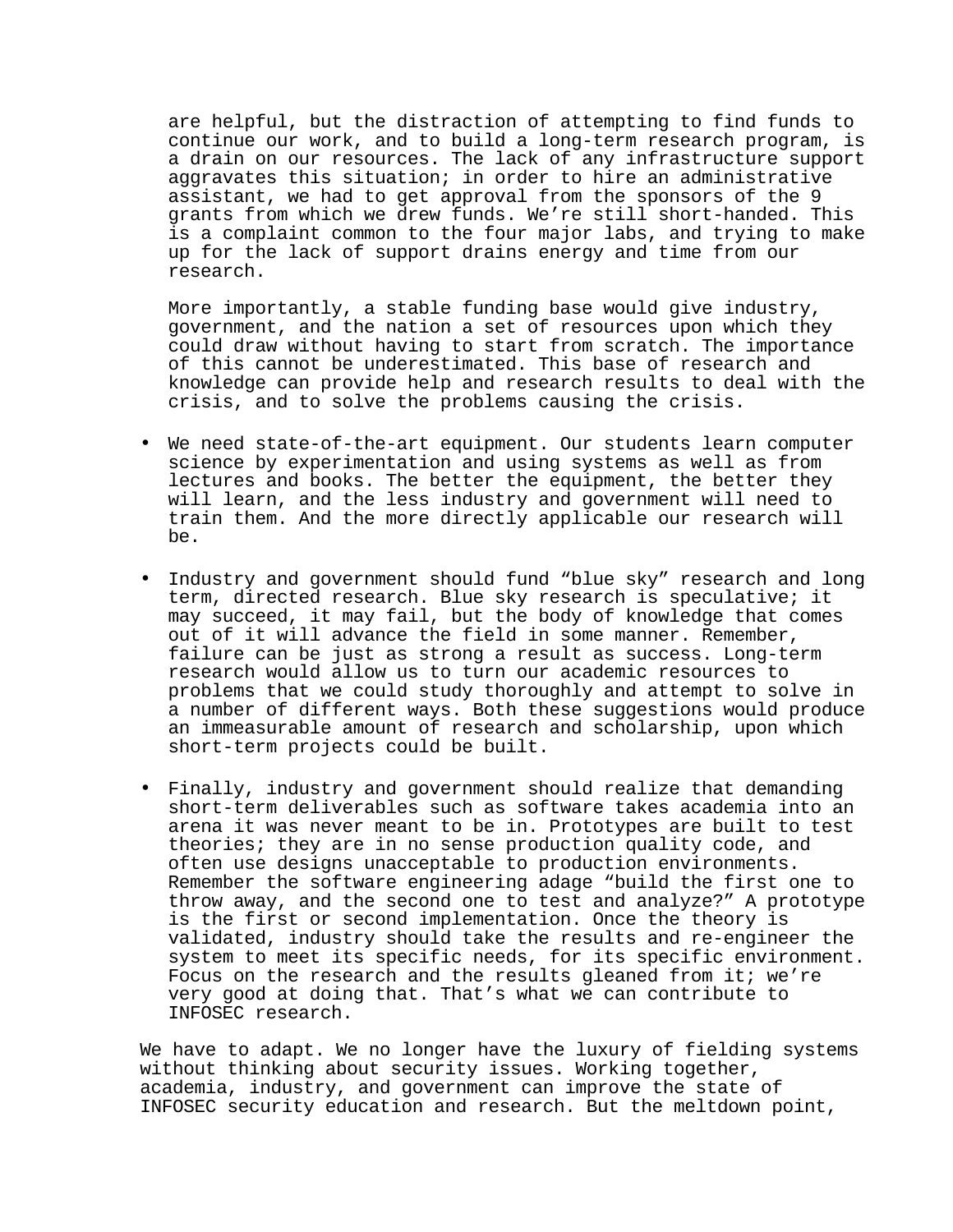are helpful, but the distraction of attempting to find funds to continue our work, and to build a long-term research program, is a drain on our resources. The lack of any infrastructure support aggravates this situation; in order to hire an administrative assistant, we had to get approval from the sponsors of the 9 grants from which we drew funds. We're still short-handed. This is a complaint common to the four major labs, and trying to make up for the lack of support drains energy and time from our research.

More importantly, a stable funding base would give industry, government, and the nation a set of resources upon which they could draw without having to start from scratch. The importance of this cannot be underestimated. This base of research and knowledge can provide help and research results to deal with the crisis, and to solve the problems causing the crisis.

- We need state-of-the-art equipment. Our students learn computer science by experimentation and using systems as well as from lectures and books. The better the equipment, the better they will learn, and the less industry and government will need to train them. And the more directly applicable our research will be.

- Industry and government should fund "blue sky" research and long term, directed research. Blue sky research is speculative; it may succeed, it may fail, but the body of knowledge that comes out of it will advance the field in some manner. Remember, failure can be just as strong a result as success. Long-term research would allow us to turn our academic resources to problems that we could study thoroughly and attempt to solve in a number of different ways. Both these suggestions would produce an immeasurable amount of research and scholarship, upon which short-term projects could be built.

- Finally, industry and government should realize that demanding short-term deliverables such as software takes academia into an arena it was never meant to be in. Prototypes are built to test theories; they are in no sense production quality code, and often use designs unacceptable to production environments. Remember the software engineering adage "build the first one to throw away, and the second one to test and analyze?" A prototype is the first or second implementation. Once the theory is validated, industry should take the results and re-engineer the system to meet its specific needs, for its specific environment. Focus on the research and the results gleaned from it; we're very good at doing that. That's what we can contribute to INFOSEC research.

We have to adapt. We no longer have the luxury of fielding systems without thinking about security issues. Working together, academia, industry, and government can improve the state of INFOSEC security education and research. But the meltdown point,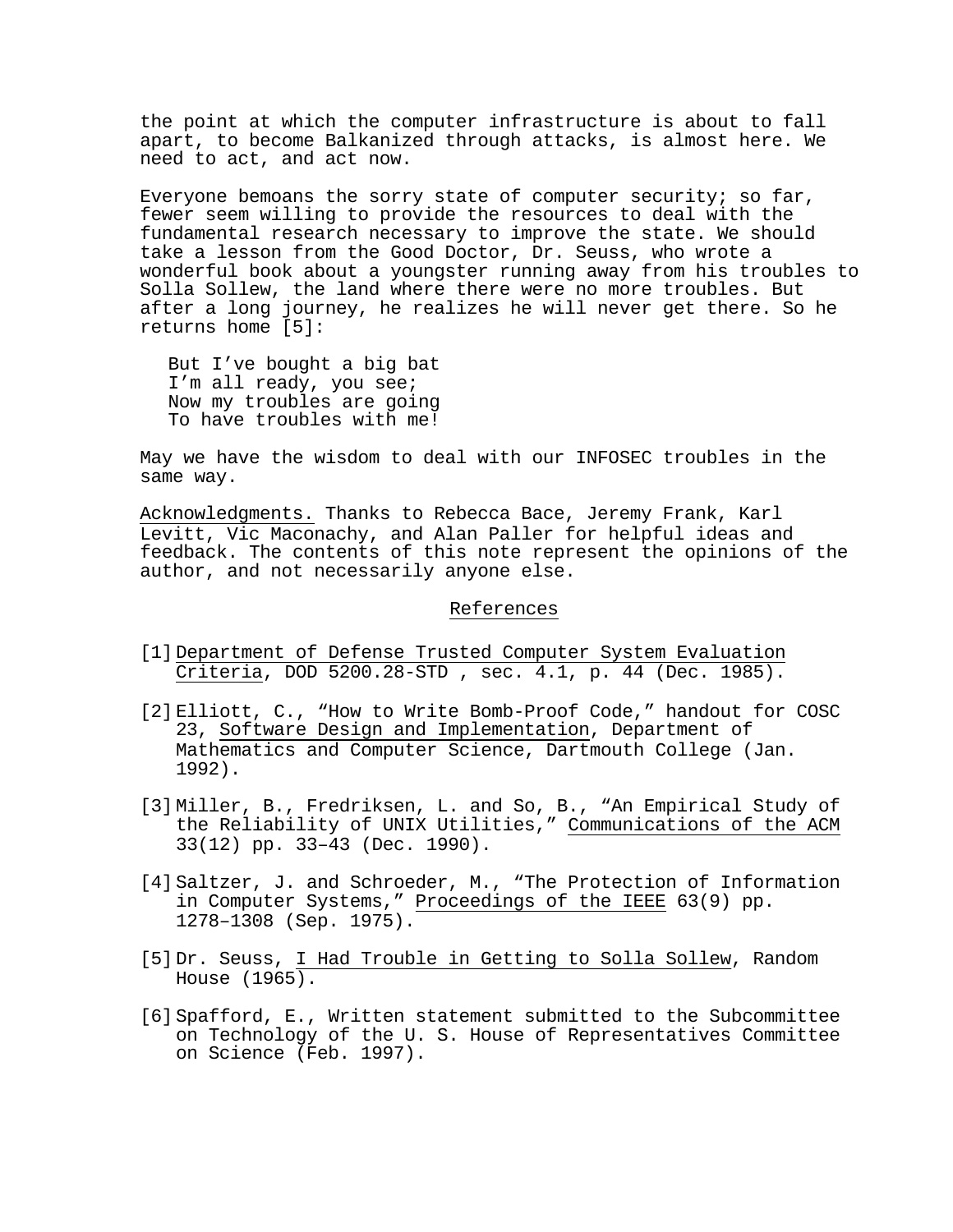the point at which the computer infrastructure is about to fall apart, to become Balkanized through attacks, is almost here. We need to act, and act now.

Everyone bemoans the sorry state of computer security; so far, fewer seem willing to provide the resources to deal with the fundamental research necessary to improve the state. We should take a lesson from the Good Doctor, Dr. Seuss, who wrote a wonderful book about a youngster running away from his troubles to Solla Sollew, the land where there were no more troubles. But after a long journey, he realizes he will never get there. So he returns home [5]:

> But I've bought a big bat  
> I'm all ready, you see;  
> Now my troubles are going  
> To have troubles with me!

May we have the wisdom to deal with our INFOSEC troubles in the same way.

Acknowledgments. Thanks to Rebecca Bace, Jeremy Frank, Karl Levitt, Vic Maconachy, and Alan Paller for helpful ideas and feedback. The contents of this note represent the opinions of the author, and not necessarily anyone else.

## References

[1] Department of Defense Trusted Computer System Evaluation Criteria, DOD 5200.28-STD , sec. 4.1, p. 44 (Dec. 1985).

[2] Elliott, C., "How to Write Bomb-Proof Code," handout for COSC 23, Software Design and Implementation, Department of Mathematics and Computer Science, Dartmouth College (Jan. 1992).

[3] Miller, B., Fredriksen, L. and So, B., "An Empirical Study of the Reliability of UNIX Utilities," Communications of the ACM 33(12) pp. 33–43 (Dec. 1990).

[4] Saltzer, J. and Schroeder, M., "The Protection of Information in Computer Systems," Proceedings of the IEEE 63(9) pp. 1278–1308 (Sep. 1975).

[5] Dr. Seuss, I Had Trouble in Getting to Solla Sollew, Random House (1965).

[6] Spafford, E., Written statement submitted to the Subcommittee on Technology of the U. S. House of Representatives Committee on Science (Feb. 1997).